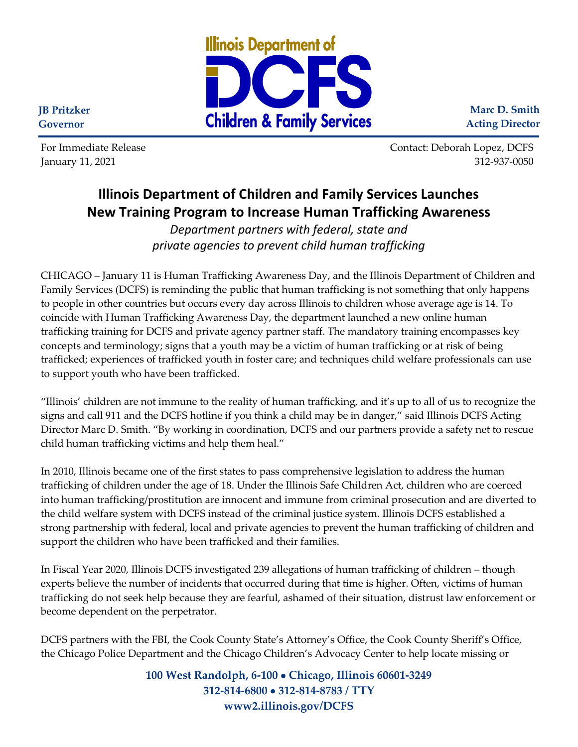**JB Pritzker**
**Governor**

Illinois Department of **DCFS** Children & Family Services

**Marc D. Smith**
**Acting Director**

For Immediate Release
January 11, 2021

Contact: Deborah Lopez, DCFS
312-937-0050

# Illinois Department of Children and Family Services Launches New Training Program to Increase Human Trafficking Awareness

*Department partners with federal, state and private agencies to prevent child human trafficking*

CHICAGO – January 11 is Human Trafficking Awareness Day, and the Illinois Department of Children and Family Services (DCFS) is reminding the public that human trafficking is not something that only happens to people in other countries but occurs every day across Illinois to children whose average age is 14. To coincide with Human Trafficking Awareness Day, the department launched a new online human trafficking training for DCFS and private agency partner staff. The mandatory training encompasses key concepts and terminology; signs that a youth may be a victim of human trafficking or at risk of being trafficked; experiences of trafficked youth in foster care; and techniques child welfare professionals can use to support youth who have been trafficked.

"Illinois' children are not immune to the reality of human trafficking, and it's up to all of us to recognize the signs and call 911 and the DCFS hotline if you think a child may be in danger," said Illinois DCFS Acting Director Marc D. Smith. "By working in coordination, DCFS and our partners provide a safety net to rescue child human trafficking victims and help them heal."

In 2010, Illinois became one of the first states to pass comprehensive legislation to address the human trafficking of children under the age of 18. Under the Illinois Safe Children Act, children who are coerced into human trafficking/prostitution are innocent and immune from criminal prosecution and are diverted to the child welfare system with DCFS instead of the criminal justice system. Illinois DCFS established a strong partnership with federal, local and private agencies to prevent the human trafficking of children and support the children who have been trafficked and their families.

In Fiscal Year 2020, Illinois DCFS investigated 239 allegations of human trafficking of children – though experts believe the number of incidents that occurred during that time is higher. Often, victims of human trafficking do not seek help because they are fearful, ashamed of their situation, distrust law enforcement or become dependent on the perpetrator.

DCFS partners with the FBI, the Cook County State's Attorney's Office, the Cook County Sheriff's Office, the Chicago Police Department and the Chicago Children's Advocacy Center to help locate missing or

**100 West Randolph, 6-100 • Chicago, Illinois 60601-3249**
**312-814-6800 • 312-814-8783 / TTY**
**www2.illinois.gov/DCFS**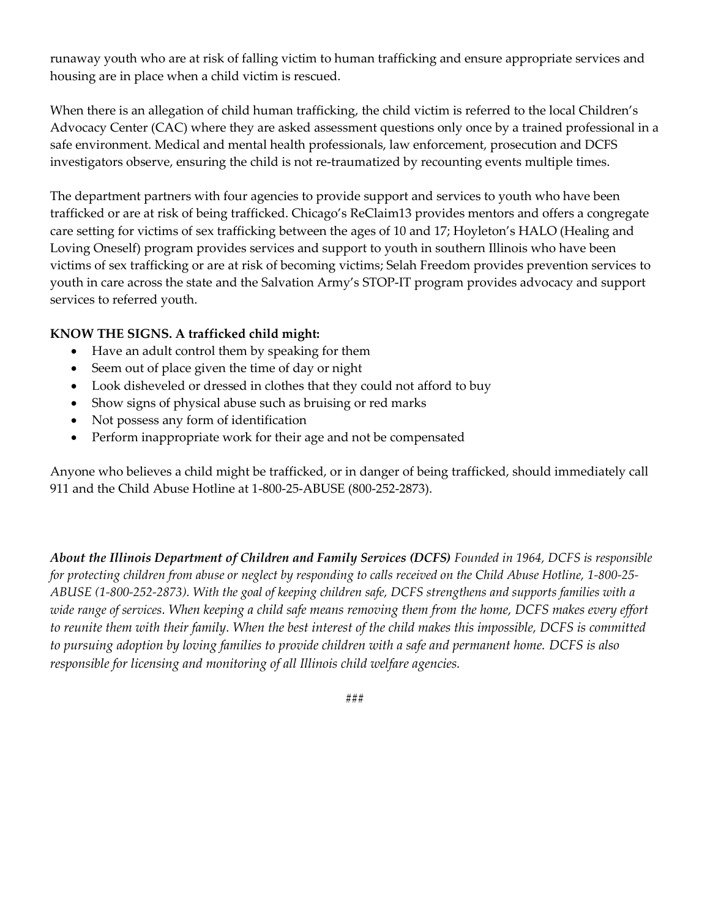runaway youth who are at risk of falling victim to human trafficking and ensure appropriate services and housing are in place when a child victim is rescued.

When there is an allegation of child human trafficking, the child victim is referred to the local Children's Advocacy Center (CAC) where they are asked assessment questions only once by a trained professional in a safe environment. Medical and mental health professionals, law enforcement, prosecution and DCFS investigators observe, ensuring the child is not re-traumatized by recounting events multiple times.

The department partners with four agencies to provide support and services to youth who have been trafficked or are at risk of being trafficked. Chicago's ReClaim13 provides mentors and offers a congregate care setting for victims of sex trafficking between the ages of 10 and 17; Hoyleton's HALO (Healing and Loving Oneself) program provides services and support to youth in southern Illinois who have been victims of sex trafficking or are at risk of becoming victims; Selah Freedom provides prevention services to youth in care across the state and the Salvation Army's STOP-IT program provides advocacy and support services to referred youth.

**KNOW THE SIGNS. A trafficked child might:**

- Have an adult control them by speaking for them
- Seem out of place given the time of day or night
- Look disheveled or dressed in clothes that they could not afford to buy
- Show signs of physical abuse such as bruising or red marks
- Not possess any form of identification
- Perform inappropriate work for their age and not be compensated

Anyone who believes a child might be trafficked, or in danger of being trafficked, should immediately call 911 and the Child Abuse Hotline at 1-800-25-ABUSE (800-252-2873).

***About the Illinois Department of Children and Family Services (DCFS)*** *Founded in 1964, DCFS is responsible for protecting children from abuse or neglect by responding to calls received on the Child Abuse Hotline, 1-800-25-ABUSE (1-800-252-2873). With the goal of keeping children safe, DCFS strengthens and supports families with a wide range of services. When keeping a child safe means removing them from the home, DCFS makes every effort to reunite them with their family. When the best interest of the child makes this impossible, DCFS is committed to pursuing adoption by loving families to provide children with a safe and permanent home. DCFS is also responsible for licensing and monitoring of all Illinois child welfare agencies.*

###